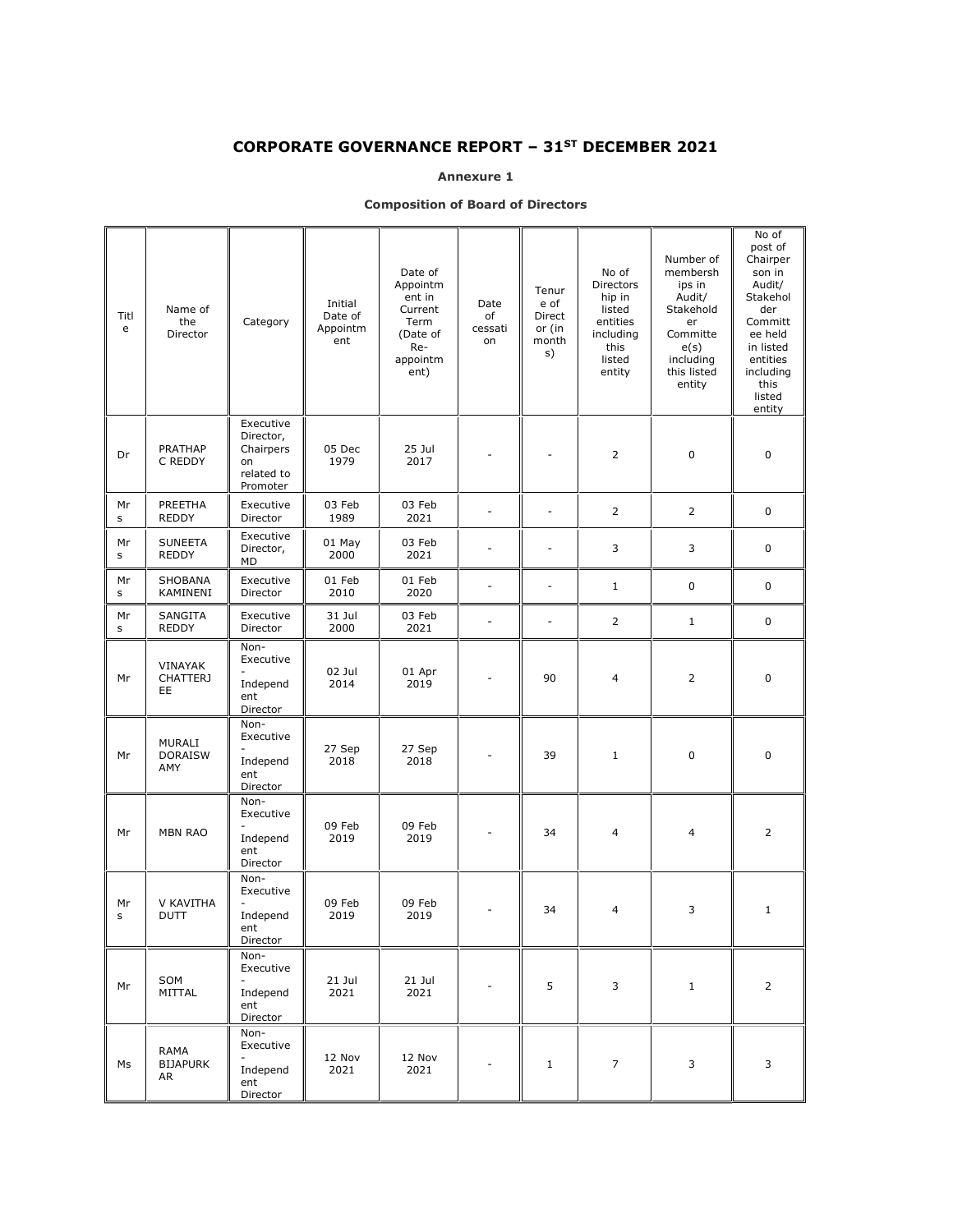# CORPORATE GOVERNANCE REPORT – 31ST DECEMBER 2021

**Annexure 1**

**Composition of Board of Directors**

| Title | Name of the Director | Category | Initial Date of Appointment | Date of Appointment in Current Term (Date of Re-appointment) | Date of cessation | Tenure of Director (in months) | No of Directorship in listed entities including this listed entity | Number of memberships in Audit/ Stakeholder Committee(s) including this listed entity | No of post of Chairperson in Audit/ Stakeholder Committee held in listed entities including this listed entity |
|---|---|---|---|---|---|---|---|---|---|
| Dr | PRATHAP C REDDY | Executive Director, Chairperson related to Promoter | 05 Dec 1979 | 25 Jul 2017 | - | - | 2 | 0 | 0 |
| Mrs | PREETHA REDDY | Executive Director | 03 Feb 1989 | 03 Feb 2021 | - | - | 2 | 2 | 0 |
| Mrs | SUNEETA REDDY | Executive Director, MD | 01 May 2000 | 03 Feb 2021 | - | - | 3 | 3 | 0 |
| Mrs | SHOBANA KAMINENI | Executive Director | 01 Feb 2010 | 01 Feb 2020 | - | - | 1 | 0 | 0 |
| Mrs | SANGITA REDDY | Executive Director | 31 Jul 2000 | 03 Feb 2021 | - | - | 2 | 1 | 0 |
| Mr | VINAYAK CHATTERJEE | Non-Executive - Independent Director | 02 Jul 2014 | 01 Apr 2019 | - | 90 | 4 | 2 | 0 |
| Mr | MURALI DORAISWAMY | Non-Executive - Independent Director | 27 Sep 2018 | 27 Sep 2018 | - | 39 | 1 | 0 | 0 |
| Mr | MBN RAO | Non-Executive - Independent Director | 09 Feb 2019 | 09 Feb 2019 | - | 34 | 4 | 4 | 2 |
| Mrs | V KAVITHA DUTT | Non-Executive - Independent Director | 09 Feb 2019 | 09 Feb 2019 | - | 34 | 4 | 3 | 1 |
| Mr | SOM MITTAL | Non-Executive - Independent Director | 21 Jul 2021 | 21 Jul 2021 | - | 5 | 3 | 1 | 2 |
| Ms | RAMA BIJAPURKAR | Non-Executive - Independent Director | 12 Nov 2021 | 12 Nov 2021 | - | 1 | 7 | 3 | 3 |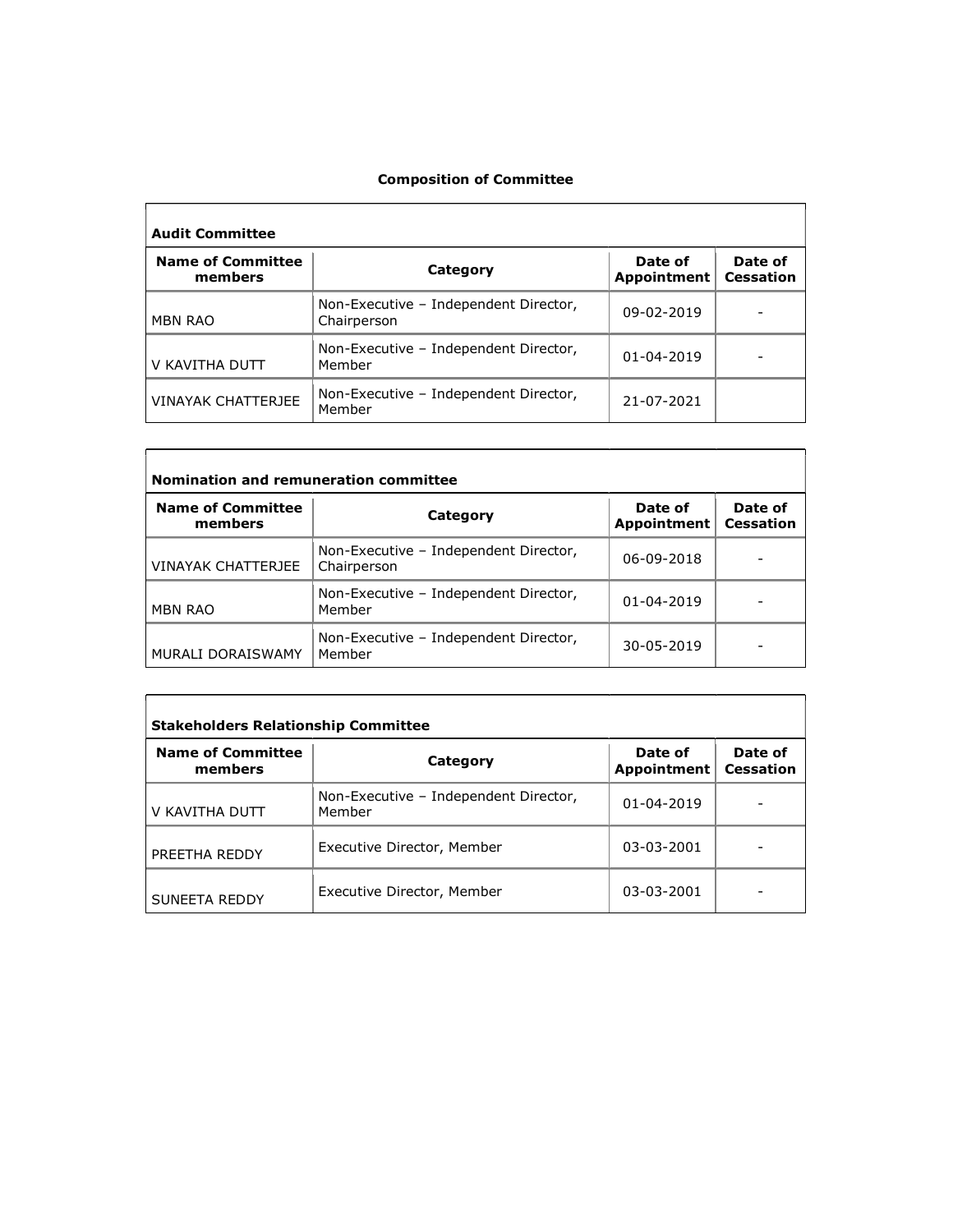## Composition of Committee

| Audit Committee | | | |
|---|---|---|---|
| **Name of Committee members** | **Category** | **Date of Appointment** | **Date of Cessation** |
| MBN RAO | Non-Executive – Independent Director, Chairperson | 09-02-2019 | - |
| V KAVITHA DUTT | Non-Executive – Independent Director, Member | 01-04-2019 | - |
| VINAYAK CHATTERJEE | Non-Executive – Independent Director, Member | 21-07-2021 | |

| Nomination and remuneration committee | | | |
|---|---|---|---|
| **Name of Committee members** | **Category** | **Date of Appointment** | **Date of Cessation** |
| VINAYAK CHATTERJEE | Non-Executive – Independent Director, Chairperson | 06-09-2018 | - |
| MBN RAO | Non-Executive – Independent Director, Member | 01-04-2019 | - |
| MURALI DORAISWAMY | Non-Executive – Independent Director, Member | 30-05-2019 | - |

| Stakeholders Relationship Committee | | | |
|---|---|---|---|
| **Name of Committee members** | **Category** | **Date of Appointment** | **Date of Cessation** |
| V KAVITHA DUTT | Non-Executive – Independent Director, Member | 01-04-2019 | - |
| PREETHA REDDY | Executive Director, Member | 03-03-2001 | - |
| SUNEETA REDDY | Executive Director, Member | 03-03-2001 | - |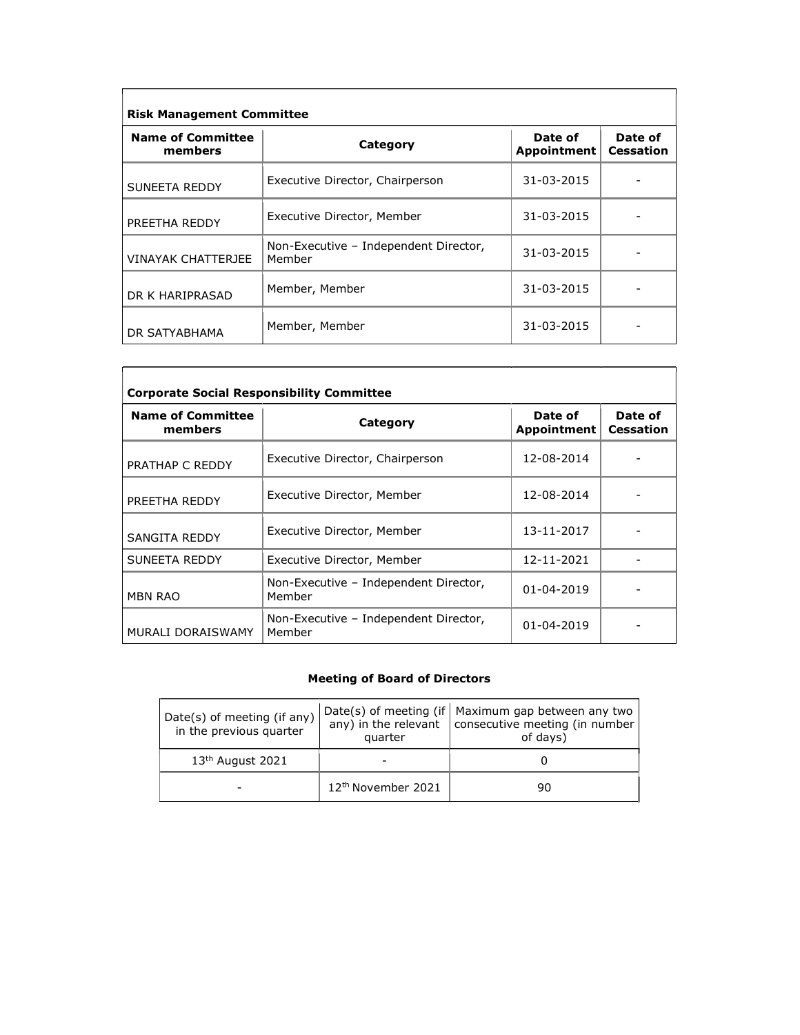| **Risk Management Committee** | | | |
|---|---|---|---|
| **Name of Committee members** | **Category** | **Date of Appointment** | **Date of Cessation** |
| SUNEETA REDDY | Executive Director, Chairperson | 31-03-2015 | - |
| PREETHA REDDY | Executive Director, Member | 31-03-2015 | - |
| VINAYAK CHATTERJEE | Non-Executive – Independent Director, Member | 31-03-2015 | - |
| DR K HARIPRASAD | Member, Member | 31-03-2015 | - |
| DR SATYABHAMA | Member, Member | 31-03-2015 | - |

| **Corporate Social Responsibility Committee** | | | |
|---|---|---|---|
| **Name of Committee members** | **Category** | **Date of Appointment** | **Date of Cessation** |
| PRATHAP C REDDY | Executive Director, Chairperson | 12-08-2014 | - |
| PREETHA REDDY | Executive Director, Member | 12-08-2014 | - |
| SANGITA REDDY | Executive Director, Member | 13-11-2017 | - |
| SUNEETA REDDY | Executive Director, Member | 12-11-2021 | - |
| MBN RAO | Non-Executive – Independent Director, Member | 01-04-2019 | - |
| MURALI DORAISWAMY | Non-Executive – Independent Director, Member | 01-04-2019 | - |

### Meeting of Board of Directors

| Date(s) of meeting (if any) in the previous quarter | Date(s) of meeting (if any) in the relevant quarter | Maximum gap between any two consecutive meeting (in number of days) |
|---|---|---|
| 13th August 2021 | - | 0 |
| - | 12th November 2021 | 90 |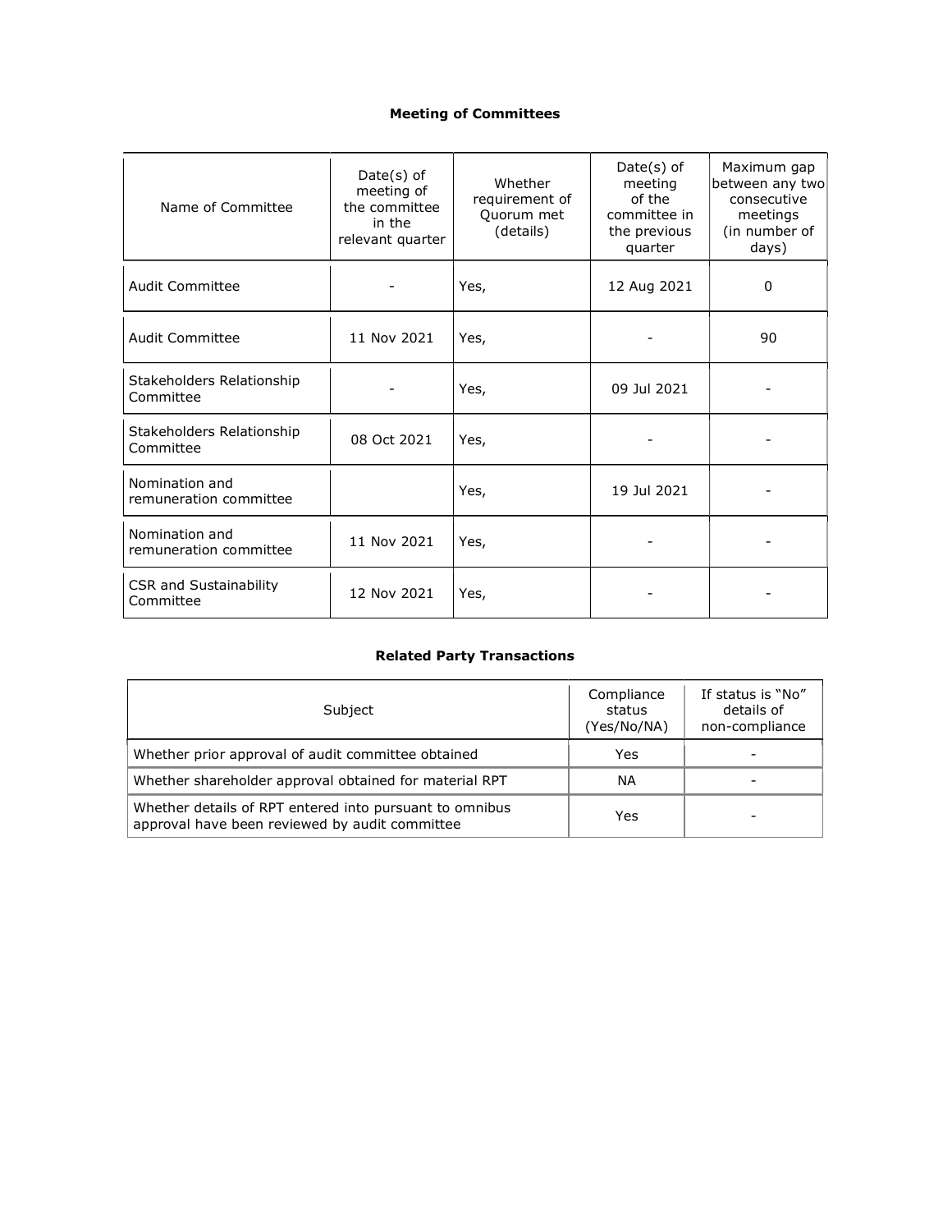**Meeting of Committees**

| Name of Committee | Date(s) of meeting of the committee in the relevant quarter | Whether requirement of Quorum met (details) | Date(s) of meeting of the committee in the previous quarter | Maximum gap between any two consecutive meetings (in number of days) |
|---|---|---|---|---|
| Audit Committee | - | Yes, | 12 Aug 2021 | 0 |
| Audit Committee | 11 Nov 2021 | Yes, | - | 90 |
| Stakeholders Relationship Committee | - | Yes, | 09 Jul 2021 | - |
| Stakeholders Relationship Committee | 08 Oct 2021 | Yes, | - | - |
| Nomination and remuneration committee | | Yes, | 19 Jul 2021 | - |
| Nomination and remuneration committee | 11 Nov 2021 | Yes, | - | - |
| CSR and Sustainability Committee | 12 Nov 2021 | Yes, | - | - |

**Related Party Transactions**

| Subject | Compliance status (Yes/No/NA) | If status is "No" details of non-compliance |
|---|---|---|
| Whether prior approval of audit committee obtained | Yes | - |
| Whether shareholder approval obtained for material RPT | NA | - |
| Whether details of RPT entered into pursuant to omnibus approval have been reviewed by audit committee | Yes | - |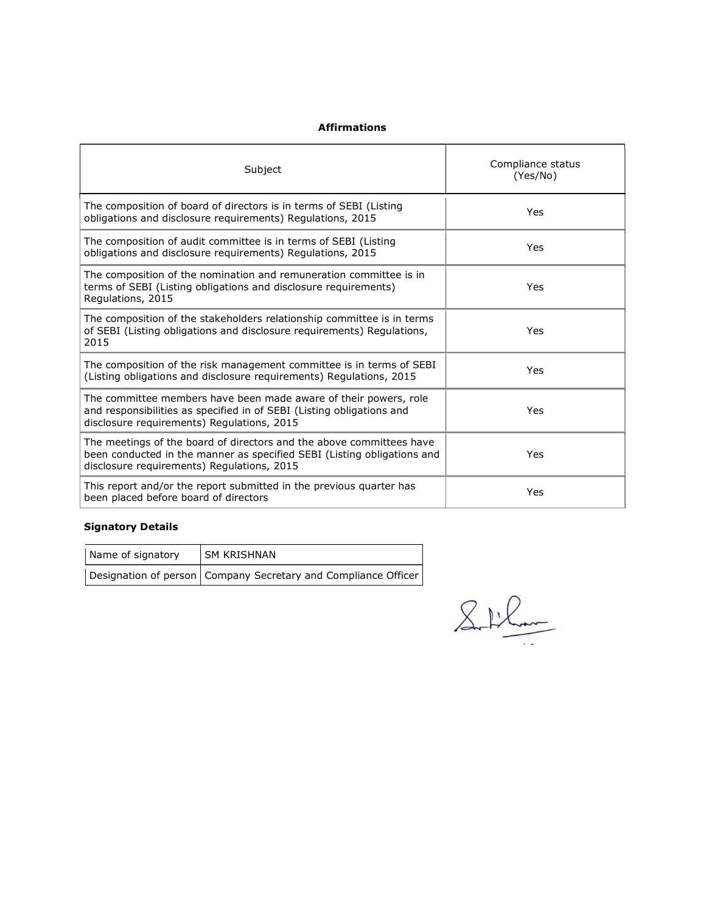**Affirmations**

| Subject | Compliance status (Yes/No) |
| --- | --- |
| The composition of board of directors is in terms of SEBI (Listing obligations and disclosure requirements) Regulations, 2015 | Yes |
| The composition of audit committee is in terms of SEBI (Listing obligations and disclosure requirements) Regulations, 2015 | Yes |
| The composition of the nomination and remuneration committee is in terms of SEBI (Listing obligations and disclosure requirements) Regulations, 2015 | Yes |
| The composition of the stakeholders relationship committee is in terms of SEBI (Listing obligations and disclosure requirements) Regulations, 2015 | Yes |
| The composition of the risk management committee is in terms of SEBI (Listing obligations and disclosure requirements) Regulations, 2015 | Yes |
| The committee members have been made aware of their powers, role and responsibilities as specified in of SEBI (Listing obligations and disclosure requirements) Regulations, 2015 | Yes |
| The meetings of the board of directors and the above committees have been conducted in the manner as specified SEBI (Listing obligations and disclosure requirements) Regulations, 2015 | Yes |
| This report and/or the report submitted in the previous quarter has been placed before board of directors | Yes |

**Signatory Details**

| | |
| --- | --- |
| Name of signatory | SM KRISHNAN |
| Designation of person | Company Secretary and Compliance Officer |